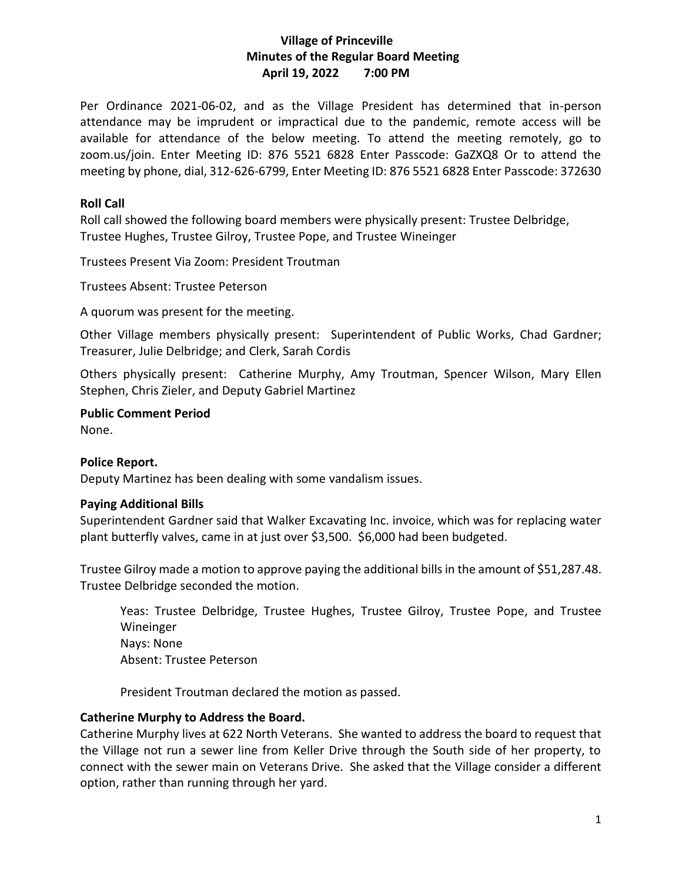# Village of Princeville
## Minutes of the Regular Board Meeting
### April 19, 2022 7:00 PM

Per Ordinance 2021-06-02, and as the Village President has determined that in-person attendance may be imprudent or impractical due to the pandemic, remote access will be available for attendance of the below meeting. To attend the meeting remotely, go to zoom.us/join. Enter Meeting ID: 876 5521 6828 Enter Passcode: GaZXQ8 Or to attend the meeting by phone, dial, 312-626-6799, Enter Meeting ID: 876 5521 6828 Enter Passcode: 372630

**Roll Call**

Roll call showed the following board members were physically present: Trustee Delbridge, Trustee Hughes, Trustee Gilroy, Trustee Pope, and Trustee Wineinger

Trustees Present Via Zoom: President Troutman

Trustees Absent: Trustee Peterson

A quorum was present for the meeting.

Other Village members physically present: Superintendent of Public Works, Chad Gardner; Treasurer, Julie Delbridge; and Clerk, Sarah Cordis

Others physically present: Catherine Murphy, Amy Troutman, Spencer Wilson, Mary Ellen Stephen, Chris Zieler, and Deputy Gabriel Martinez

**Public Comment Period**

None.

**Police Report.**

Deputy Martinez has been dealing with some vandalism issues.

**Paying Additional Bills**

Superintendent Gardner said that Walker Excavating Inc. invoice, which was for replacing water plant butterfly valves, came in at just over $3,500. $6,000 had been budgeted.

Trustee Gilroy made a motion to approve paying the additional bills in the amount of $51,287.48. Trustee Delbridge seconded the motion.

> Yeas: Trustee Delbridge, Trustee Hughes, Trustee Gilroy, Trustee Pope, and Trustee Wineinger
> Nays: None
> Absent: Trustee Peterson
>
> President Troutman declared the motion as passed.

**Catherine Murphy to Address the Board.**

Catherine Murphy lives at 622 North Veterans. She wanted to address the board to request that the Village not run a sewer line from Keller Drive through the South side of her property, to connect with the sewer main on Veterans Drive. She asked that the Village consider a different option, rather than running through her yard.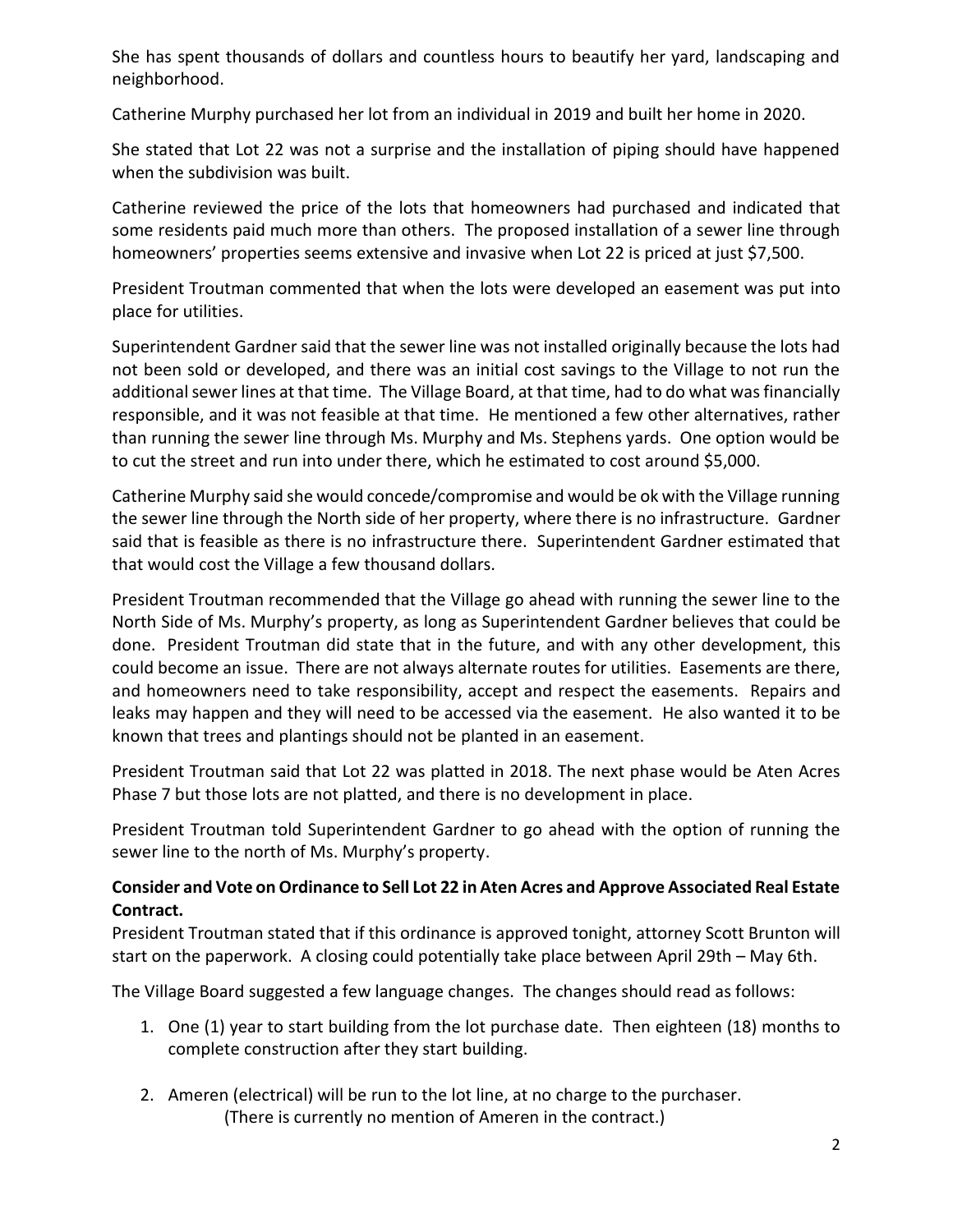She has spent thousands of dollars and countless hours to beautify her yard, landscaping and neighborhood.

Catherine Murphy purchased her lot from an individual in 2019 and built her home in 2020.

She stated that Lot 22 was not a surprise and the installation of piping should have happened when the subdivision was built.

Catherine reviewed the price of the lots that homeowners had purchased and indicated that some residents paid much more than others. The proposed installation of a sewer line through homeowners' properties seems extensive and invasive when Lot 22 is priced at just $7,500.

President Troutman commented that when the lots were developed an easement was put into place for utilities.

Superintendent Gardner said that the sewer line was not installed originally because the lots had not been sold or developed, and there was an initial cost savings to the Village to not run the additional sewer lines at that time. The Village Board, at that time, had to do what was financially responsible, and it was not feasible at that time. He mentioned a few other alternatives, rather than running the sewer line through Ms. Murphy and Ms. Stephens yards. One option would be to cut the street and run into under there, which he estimated to cost around $5,000.

Catherine Murphy said she would concede/compromise and would be ok with the Village running the sewer line through the North side of her property, where there is no infrastructure. Gardner said that is feasible as there is no infrastructure there. Superintendent Gardner estimated that that would cost the Village a few thousand dollars.

President Troutman recommended that the Village go ahead with running the sewer line to the North Side of Ms. Murphy's property, as long as Superintendent Gardner believes that could be done. President Troutman did state that in the future, and with any other development, this could become an issue. There are not always alternate routes for utilities. Easements are there, and homeowners need to take responsibility, accept and respect the easements. Repairs and leaks may happen and they will need to be accessed via the easement. He also wanted it to be known that trees and plantings should not be planted in an easement.

President Troutman said that Lot 22 was platted in 2018. The next phase would be Aten Acres Phase 7 but those lots are not platted, and there is no development in place.

President Troutman told Superintendent Gardner to go ahead with the option of running the sewer line to the north of Ms. Murphy's property.

**Consider and Vote on Ordinance to Sell Lot 22 in Aten Acres and Approve Associated Real Estate Contract.**

President Troutman stated that if this ordinance is approved tonight, attorney Scott Brunton will start on the paperwork. A closing could potentially take place between April 29th – May 6th.

The Village Board suggested a few language changes. The changes should read as follows:

1. One (1) year to start building from the lot purchase date. Then eighteen (18) months to complete construction after they start building.

2. Ameren (electrical) will be run to the lot line, at no charge to the purchaser.
   (There is currently no mention of Ameren in the contract.)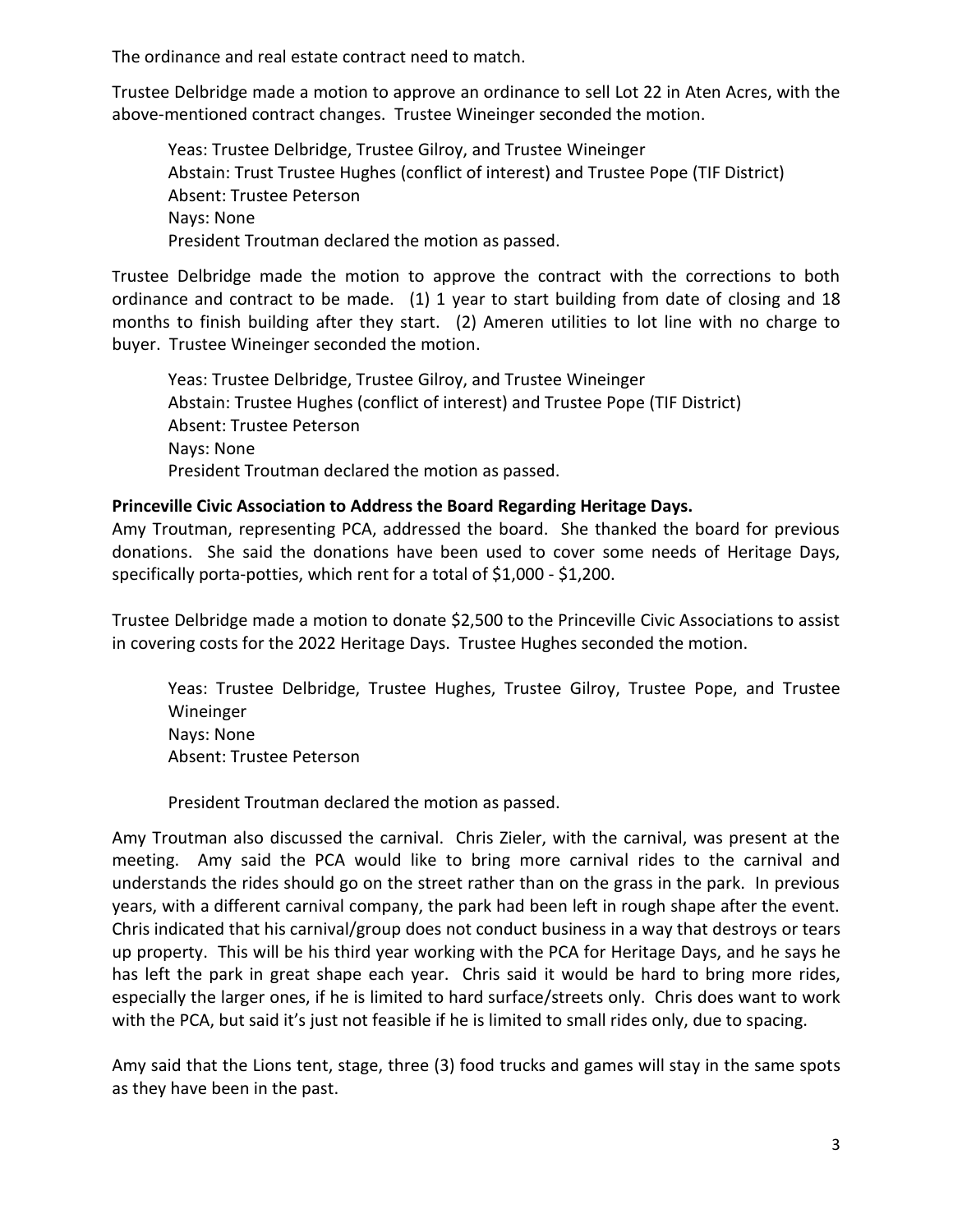The ordinance and real estate contract need to match.

Trustee Delbridge made a motion to approve an ordinance to sell Lot 22 in Aten Acres, with the above-mentioned contract changes. Trustee Wineinger seconded the motion.

> Yeas: Trustee Delbridge, Trustee Gilroy, and Trustee Wineinger
> Abstain: Trust Trustee Hughes (conflict of interest) and Trustee Pope (TIF District)
> Absent: Trustee Peterson
> Nays: None
> President Troutman declared the motion as passed.

Trustee Delbridge made the motion to approve the contract with the corrections to both ordinance and contract to be made. (1) 1 year to start building from date of closing and 18 months to finish building after they start. (2) Ameren utilities to lot line with no charge to buyer. Trustee Wineinger seconded the motion.

> Yeas: Trustee Delbridge, Trustee Gilroy, and Trustee Wineinger
> Abstain: Trustee Hughes (conflict of interest) and Trustee Pope (TIF District)
> Absent: Trustee Peterson
> Nays: None
> President Troutman declared the motion as passed.

**Princeville Civic Association to Address the Board Regarding Heritage Days.**

Amy Troutman, representing PCA, addressed the board. She thanked the board for previous donations. She said the donations have been used to cover some needs of Heritage Days, specifically porta-potties, which rent for a total of $1,000 - $1,200.

Trustee Delbridge made a motion to donate $2,500 to the Princeville Civic Associations to assist in covering costs for the 2022 Heritage Days. Trustee Hughes seconded the motion.

> Yeas: Trustee Delbridge, Trustee Hughes, Trustee Gilroy, Trustee Pope, and Trustee Wineinger
> Nays: None
> Absent: Trustee Peterson
>
> President Troutman declared the motion as passed.

Amy Troutman also discussed the carnival. Chris Zieler, with the carnival, was present at the meeting. Amy said the PCA would like to bring more carnival rides to the carnival and understands the rides should go on the street rather than on the grass in the park. In previous years, with a different carnival company, the park had been left in rough shape after the event. Chris indicated that his carnival/group does not conduct business in a way that destroys or tears up property. This will be his third year working with the PCA for Heritage Days, and he says he has left the park in great shape each year. Chris said it would be hard to bring more rides, especially the larger ones, if he is limited to hard surface/streets only. Chris does want to work with the PCA, but said it's just not feasible if he is limited to small rides only, due to spacing.

Amy said that the Lions tent, stage, three (3) food trucks and games will stay in the same spots as they have been in the past.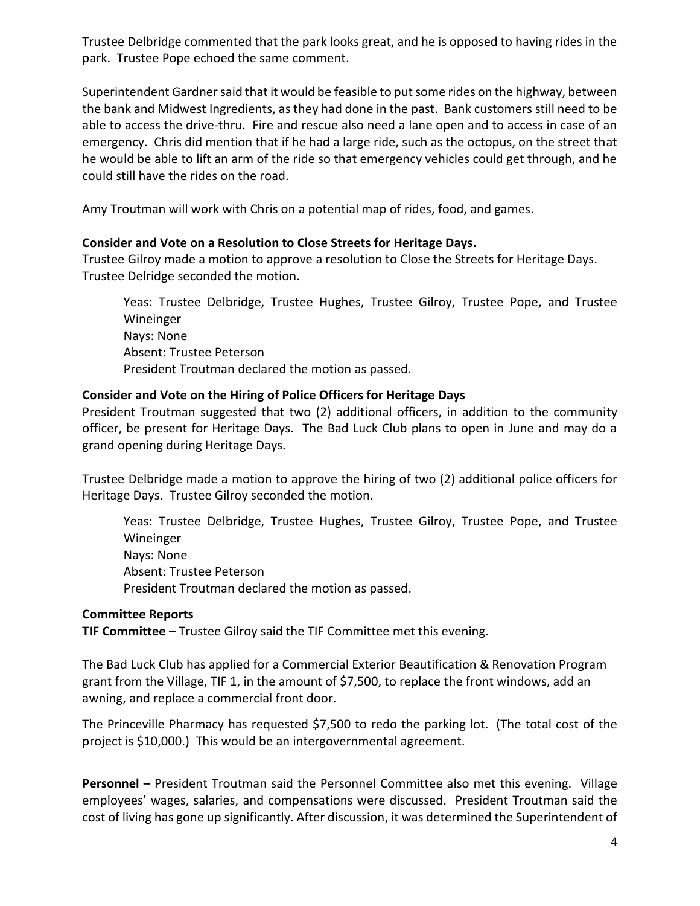Trustee Delbridge commented that the park looks great, and he is opposed to having rides in the park. Trustee Pope echoed the same comment.

Superintendent Gardner said that it would be feasible to put some rides on the highway, between the bank and Midwest Ingredients, as they had done in the past. Bank customers still need to be able to access the drive-thru. Fire and rescue also need a lane open and to access in case of an emergency. Chris did mention that if he had a large ride, such as the octopus, on the street that he would be able to lift an arm of the ride so that emergency vehicles could get through, and he could still have the rides on the road.

Amy Troutman will work with Chris on a potential map of rides, food, and games.

**Consider and Vote on a Resolution to Close Streets for Heritage Days.**
Trustee Gilroy made a motion to approve a resolution to Close the Streets for Heritage Days. Trustee Delridge seconded the motion.

> Yeas: Trustee Delbridge, Trustee Hughes, Trustee Gilroy, Trustee Pope, and Trustee Wineinger
> Nays: None
> Absent: Trustee Peterson
> President Troutman declared the motion as passed.

**Consider and Vote on the Hiring of Police Officers for Heritage Days**
President Troutman suggested that two (2) additional officers, in addition to the community officer, be present for Heritage Days. The Bad Luck Club plans to open in June and may do a grand opening during Heritage Days.

Trustee Delbridge made a motion to approve the hiring of two (2) additional police officers for Heritage Days. Trustee Gilroy seconded the motion.

> Yeas: Trustee Delbridge, Trustee Hughes, Trustee Gilroy, Trustee Pope, and Trustee Wineinger
> Nays: None
> Absent: Trustee Peterson
> President Troutman declared the motion as passed.

**Committee Reports**
**TIF Committee** – Trustee Gilroy said the TIF Committee met this evening.

The Bad Luck Club has applied for a Commercial Exterior Beautification & Renovation Program grant from the Village, TIF 1, in the amount of $7,500, to replace the front windows, add an awning, and replace a commercial front door.

The Princeville Pharmacy has requested $7,500 to redo the parking lot. (The total cost of the project is $10,000.) This would be an intergovernmental agreement.

**Personnel –** President Troutman said the Personnel Committee also met this evening. Village employees' wages, salaries, and compensations were discussed. President Troutman said the cost of living has gone up significantly. After discussion, it was determined the Superintendent of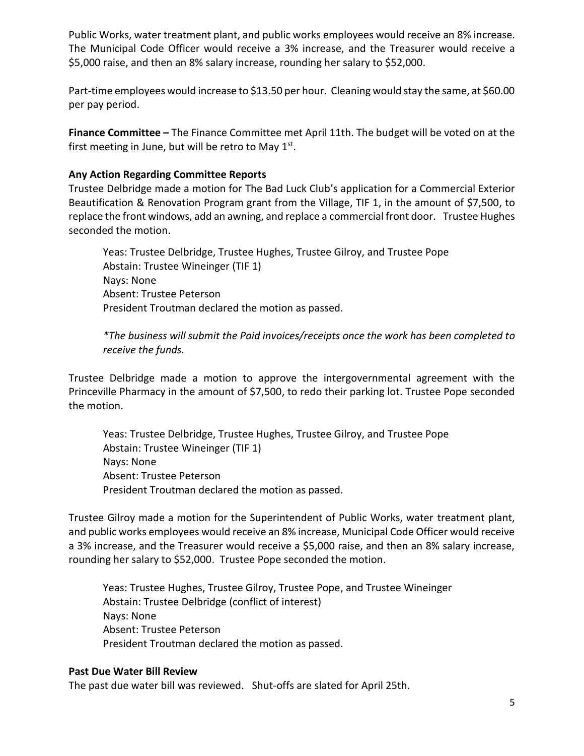Public Works, water treatment plant, and public works employees would receive an 8% increase. The Municipal Code Officer would receive a 3% increase, and the Treasurer would receive a $5,000 raise, and then an 8% salary increase, rounding her salary to $52,000.

Part-time employees would increase to $13.50 per hour. Cleaning would stay the same, at $60.00 per pay period.

**Finance Committee –** The Finance Committee met April 11th. The budget will be voted on at the first meeting in June, but will be retro to May 1st.

**Any Action Regarding Committee Reports**

Trustee Delbridge made a motion for The Bad Luck Club's application for a Commercial Exterior Beautification & Renovation Program grant from the Village, TIF 1, in the amount of $7,500, to replace the front windows, add an awning, and replace a commercial front door. Trustee Hughes seconded the motion.

> Yeas: Trustee Delbridge, Trustee Hughes, Trustee Gilroy, and Trustee Pope
> Abstain: Trustee Wineinger (TIF 1)
> Nays: None
> Absent: Trustee Peterson
> President Troutman declared the motion as passed.
>
> **The business will submit the Paid invoices/receipts once the work has been completed to receive the funds.*

Trustee Delbridge made a motion to approve the intergovernmental agreement with the Princeville Pharmacy in the amount of $7,500, to redo their parking lot. Trustee Pope seconded the motion.

> Yeas: Trustee Delbridge, Trustee Hughes, Trustee Gilroy, and Trustee Pope
> Abstain: Trustee Wineinger (TIF 1)
> Nays: None
> Absent: Trustee Peterson
> President Troutman declared the motion as passed.

Trustee Gilroy made a motion for the Superintendent of Public Works, water treatment plant, and public works employees would receive an 8% increase, Municipal Code Officer would receive a 3% increase, and the Treasurer would receive a $5,000 raise, and then an 8% salary increase, rounding her salary to $52,000. Trustee Pope seconded the motion.

> Yeas: Trustee Hughes, Trustee Gilroy, Trustee Pope, and Trustee Wineinger
> Abstain: Trustee Delbridge (conflict of interest)
> Nays: None
> Absent: Trustee Peterson
> President Troutman declared the motion as passed.

**Past Due Water Bill Review**

The past due water bill was reviewed. Shut-offs are slated for April 25th.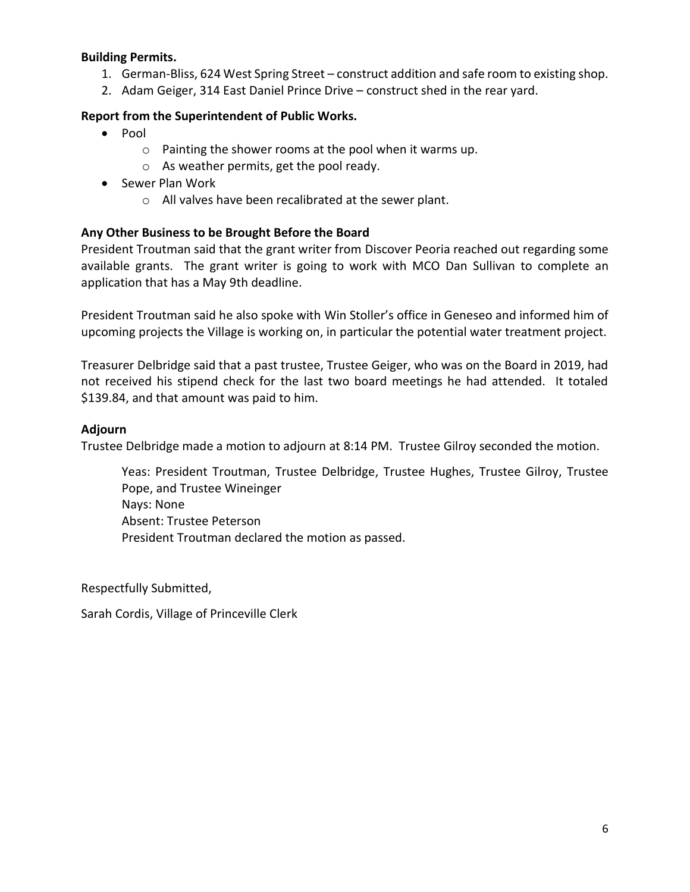**Building Permits.**

1. German-Bliss, 624 West Spring Street – construct addition and safe room to existing shop.
2. Adam Geiger, 314 East Daniel Prince Drive – construct shed in the rear yard.

**Report from the Superintendent of Public Works.**

- Pool
    - Painting the shower rooms at the pool when it warms up.
    - As weather permits, get the pool ready.
- Sewer Plan Work
    - All valves have been recalibrated at the sewer plant.

**Any Other Business to be Brought Before the Board**

President Troutman said that the grant writer from Discover Peoria reached out regarding some available grants. The grant writer is going to work with MCO Dan Sullivan to complete an application that has a May 9th deadline.

President Troutman said he also spoke with Win Stoller's office in Geneseo and informed him of upcoming projects the Village is working on, in particular the potential water treatment project.

Treasurer Delbridge said that a past trustee, Trustee Geiger, who was on the Board in 2019, had not received his stipend check for the last two board meetings he had attended. It totaled $139.84, and that amount was paid to him.

**Adjourn**

Trustee Delbridge made a motion to adjourn at 8:14 PM. Trustee Gilroy seconded the motion.

> Yeas: President Troutman, Trustee Delbridge, Trustee Hughes, Trustee Gilroy, Trustee Pope, and Trustee Wineinger
> Nays: None
> Absent: Trustee Peterson
> President Troutman declared the motion as passed.

Respectfully Submitted,

Sarah Cordis, Village of Princeville Clerk